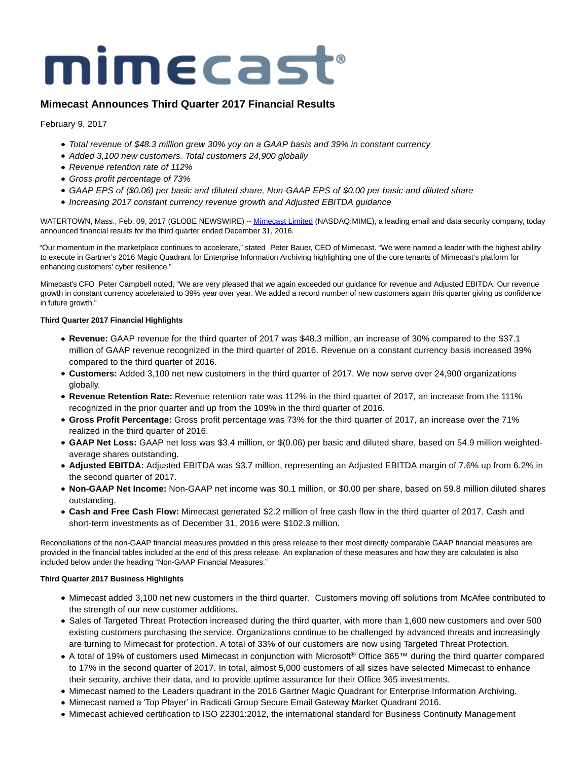# mimecast®

## Mimecast Announces Third Quarter 2017 Financial Results

February 9, 2017

- *Total revenue of $48.3 million grew 30% yoy on a GAAP basis and 39% in constant currency*
- *Added 3,100 new customers. Total customers 24,900 globally*
- *Revenue retention rate of 112%*
- *Gross profit percentage of 73%*
- *GAAP EPS of ($0.06) per basic and diluted share, Non-GAAP EPS of $0.00 per basic and diluted share*
- *Increasing 2017 constant currency revenue growth and Adjusted EBITDA guidance*

WATERTOWN, Mass., Feb. 09, 2017 (GLOBE NEWSWIRE) -- Mimecast Limited (NASDAQ:MIME), a leading email and data security company, today announced financial results for the third quarter ended December 31, 2016.

"Our momentum in the marketplace continues to accelerate," stated Peter Bauer, CEO of Mimecast. "We were named a leader with the highest ability to execute in Gartner's 2016 Magic Quadrant for Enterprise Information Archiving highlighting one of the core tenants of Mimecast's platform for enhancing customers' cyber resilience."

Mimecast's CFO Peter Campbell noted, "We are very pleased that we again exceeded our guidance for revenue and Adjusted EBITDA. Our revenue growth in constant currency accelerated to 39% year over year. We added a record number of new customers again this quarter giving us confidence in future growth."

**Third Quarter 2017 Financial Highlights**

- **Revenue:** GAAP revenue for the third quarter of 2017 was $48.3 million, an increase of 30% compared to the $37.1 million of GAAP revenue recognized in the third quarter of 2016. Revenue on a constant currency basis increased 39% compared to the third quarter of 2016.
- **Customers:** Added 3,100 net new customers in the third quarter of 2017. We now serve over 24,900 organizations globally.
- **Revenue Retention Rate:** Revenue retention rate was 112% in the third quarter of 2017, an increase from the 111% recognized in the prior quarter and up from the 109% in the third quarter of 2016.
- **Gross Profit Percentage:** Gross profit percentage was 73% for the third quarter of 2017, an increase over the 71% realized in the third quarter of 2016.
- **GAAP Net Loss:** GAAP net loss was $3.4 million, or $(0.06) per basic and diluted share, based on 54.9 million weighted-average shares outstanding.
- **Adjusted EBITDA:** Adjusted EBITDA was $3.7 million, representing an Adjusted EBITDA margin of 7.6% up from 6.2% in the second quarter of 2017.
- **Non-GAAP Net Income:** Non-GAAP net income was $0.1 million, or $0.00 per share, based on 59.8 million diluted shares outstanding.
- **Cash and Free Cash Flow:** Mimecast generated $2.2 million of free cash flow in the third quarter of 2017. Cash and short-term investments as of December 31, 2016 were $102.3 million.

Reconciliations of the non-GAAP financial measures provided in this press release to their most directly comparable GAAP financial measures are provided in the financial tables included at the end of this press release. An explanation of these measures and how they are calculated is also included below under the heading "Non-GAAP Financial Measures."

**Third Quarter 2017 Business Highlights**

- Mimecast added 3,100 net new customers in the third quarter. Customers moving off solutions from McAfee contributed to the strength of our new customer additions.
- Sales of Targeted Threat Protection increased during the third quarter, with more than 1,600 new customers and over 500 existing customers purchasing the service. Organizations continue to be challenged by advanced threats and increasingly are turning to Mimecast for protection. A total of 33% of our customers are now using Targeted Threat Protection.
- A total of 19% of customers used Mimecast in conjunction with Microsoft® Office 365™ during the third quarter compared to 17% in the second quarter of 2017. In total, almost 5,000 customers of all sizes have selected Mimecast to enhance their security, archive their data, and to provide uptime assurance for their Office 365 investments.
- Mimecast named to the Leaders quadrant in the 2016 Gartner Magic Quadrant for Enterprise Information Archiving.
- Mimecast named a 'Top Player' in Radicati Group Secure Email Gateway Market Quadrant 2016.
- Mimecast achieved certification to ISO 22301:2012, the international standard for Business Continuity Management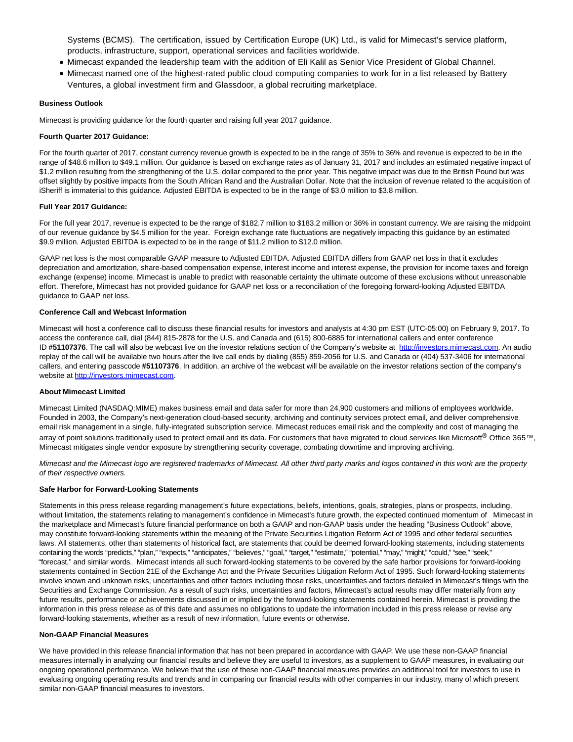Systems (BCMS). The certification, issued by Certification Europe (UK) Ltd., is valid for Mimecast's service platform, products, infrastructure, support, operational services and facilities worldwide.
- Mimecast expanded the leadership team with the addition of Eli Kalil as Senior Vice President of Global Channel.
- Mimecast named one of the highest-rated public cloud computing companies to work for in a list released by Battery Ventures, a global investment firm and Glassdoor, a global recruiting marketplace.

**Business Outlook**

Mimecast is providing guidance for the fourth quarter and raising full year 2017 guidance.

**Fourth Quarter 2017 Guidance:**

For the fourth quarter of 2017, constant currency revenue growth is expected to be in the range of 35% to 36% and revenue is expected to be in the range of $48.6 million to $49.1 million. Our guidance is based on exchange rates as of January 31, 2017 and includes an estimated negative impact of $1.2 million resulting from the strengthening of the U.S. dollar compared to the prior year. This negative impact was due to the British Pound but was offset slightly by positive impacts from the South African Rand and the Australian Dollar. Note that the inclusion of revenue related to the acquisition of iSheriff is immaterial to this guidance. Adjusted EBITDA is expected to be in the range of $3.0 million to $3.8 million.

**Full Year 2017 Guidance:**

For the full year 2017, revenue is expected to be the range of $182.7 million to $183.2 million or 36% in constant currency. We are raising the midpoint of our revenue guidance by $4.5 million for the year. Foreign exchange rate fluctuations are negatively impacting this guidance by an estimated $9.9 million. Adjusted EBITDA is expected to be in the range of $11.2 million to $12.0 million.

GAAP net loss is the most comparable GAAP measure to Adjusted EBITDA. Adjusted EBITDA differs from GAAP net loss in that it excludes depreciation and amortization, share-based compensation expense, interest income and interest expense, the provision for income taxes and foreign exchange (expense) income. Mimecast is unable to predict with reasonable certainty the ultimate outcome of these exclusions without unreasonable effort. Therefore, Mimecast has not provided guidance for GAAP net loss or a reconciliation of the foregoing forward-looking Adjusted EBITDA guidance to GAAP net loss.

**Conference Call and Webcast Information**

Mimecast will host a conference call to discuss these financial results for investors and analysts at 4:30 pm EST (UTC-05:00) on February 9, 2017. To access the conference call, dial (844) 815-2878 for the U.S. and Canada and (615) 800-6885 for international callers and enter conference ID **#51107376**. The call will also be webcast live on the investor relations section of the Company's website at http://investors.mimecast.com. An audio replay of the call will be available two hours after the live call ends by dialing (855) 859-2056 for U.S. and Canada or (404) 537-3406 for international callers, and entering passcode **#51107376**. In addition, an archive of the webcast will be available on the investor relations section of the company's website at http://investors.mimecast.com.

**About Mimecast Limited**

Mimecast Limited (NASDAQ:MIME) makes business email and data safer for more than 24,900 customers and millions of employees worldwide. Founded in 2003, the Company's next-generation cloud-based security, archiving and continuity services protect email, and deliver comprehensive email risk management in a single, fully-integrated subscription service. Mimecast reduces email risk and the complexity and cost of managing the array of point solutions traditionally used to protect email and its data. For customers that have migrated to cloud services like Microsoft® Office 365™, Mimecast mitigates single vendor exposure by strengthening security coverage, combating downtime and improving archiving.

*Mimecast and the Mimecast logo are registered trademarks of Mimecast. All other third party marks and logos contained in this work are the property of their respective owners.*

**Safe Harbor for Forward-Looking Statements**

Statements in this press release regarding management's future expectations, beliefs, intentions, goals, strategies, plans or prospects, including, without limitation, the statements relating to management's confidence in Mimecast's future growth, the expected continued momentum of Mimecast in the marketplace and Mimecast's future financial performance on both a GAAP and non-GAAP basis under the heading "Business Outlook" above, may constitute forward-looking statements within the meaning of the Private Securities Litigation Reform Act of 1995 and other federal securities laws. All statements, other than statements of historical fact, are statements that could be deemed forward-looking statements, including statements containing the words "predicts," "plan," "expects," "anticipates," "believes," "goal," "target," "estimate," "potential," "may," "might," "could," "see," "seek," "forecast," and similar words. Mimecast intends all such forward-looking statements to be covered by the safe harbor provisions for forward-looking statements contained in Section 21E of the Exchange Act and the Private Securities Litigation Reform Act of 1995. Such forward-looking statements involve known and unknown risks, uncertainties and other factors including those risks, uncertainties and factors detailed in Mimecast's filings with the Securities and Exchange Commission. As a result of such risks, uncertainties and factors, Mimecast's actual results may differ materially from any future results, performance or achievements discussed in or implied by the forward-looking statements contained herein. Mimecast is providing the information in this press release as of this date and assumes no obligations to update the information included in this press release or revise any forward-looking statements, whether as a result of new information, future events or otherwise.

**Non-GAAP Financial Measures**

We have provided in this release financial information that has not been prepared in accordance with GAAP. We use these non-GAAP financial measures internally in analyzing our financial results and believe they are useful to investors, as a supplement to GAAP measures, in evaluating our ongoing operational performance. We believe that the use of these non-GAAP financial measures provides an additional tool for investors to use in evaluating ongoing operating results and trends and in comparing our financial results with other companies in our industry, many of which present similar non-GAAP financial measures to investors.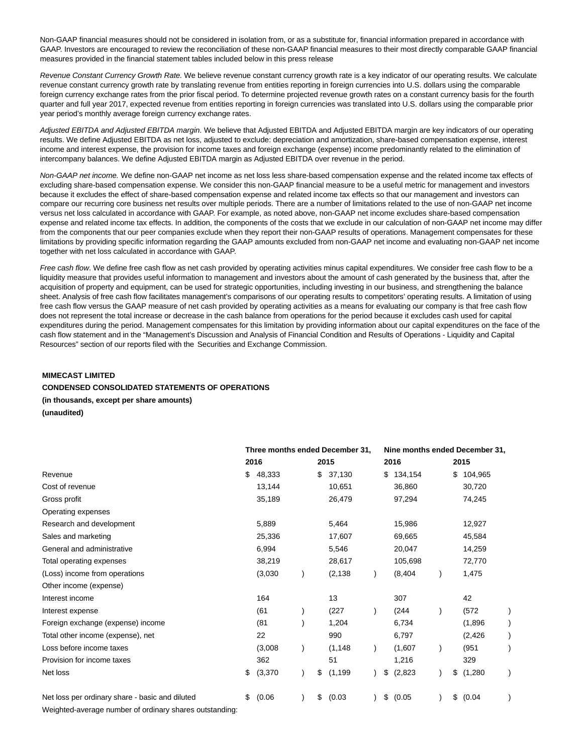Non-GAAP financial measures should not be considered in isolation from, or as a substitute for, financial information prepared in accordance with GAAP. Investors are encouraged to review the reconciliation of these non-GAAP financial measures to their most directly comparable GAAP financial measures provided in the financial statement tables included below in this press release

*Revenue Constant Currency Growth Rate.* We believe revenue constant currency growth rate is a key indicator of our operating results. We calculate revenue constant currency growth rate by translating revenue from entities reporting in foreign currencies into U.S. dollars using the comparable foreign currency exchange rates from the prior fiscal period. To determine projected revenue growth rates on a constant currency basis for the fourth quarter and full year 2017, expected revenue from entities reporting in foreign currencies was translated into U.S. dollars using the comparable prior year period's monthly average foreign currency exchange rates.

*Adjusted EBITDA and Adjusted EBITDA margin*. We believe that Adjusted EBITDA and Adjusted EBITDA margin are key indicators of our operating results. We define Adjusted EBITDA as net loss, adjusted to exclude: depreciation and amortization, share-based compensation expense, interest income and interest expense, the provision for income taxes and foreign exchange (expense) income predominantly related to the elimination of intercompany balances. We define Adjusted EBITDA margin as Adjusted EBITDA over revenue in the period.

*Non-GAAP net income.* We define non-GAAP net income as net loss less share-based compensation expense and the related income tax effects of excluding share-based compensation expense. We consider this non-GAAP financial measure to be a useful metric for management and investors because it excludes the effect of share-based compensation expense and related income tax effects so that our management and investors can compare our recurring core business net results over multiple periods. There are a number of limitations related to the use of non-GAAP net income versus net loss calculated in accordance with GAAP. For example, as noted above, non-GAAP net income excludes share-based compensation expense and related income tax effects. In addition, the components of the costs that we exclude in our calculation of non-GAAP net income may differ from the components that our peer companies exclude when they report their non-GAAP results of operations. Management compensates for these limitations by providing specific information regarding the GAAP amounts excluded from non-GAAP net income and evaluating non-GAAP net income together with net loss calculated in accordance with GAAP.

*Free cash flow*. We define free cash flow as net cash provided by operating activities minus capital expenditures. We consider free cash flow to be a liquidity measure that provides useful information to management and investors about the amount of cash generated by the business that, after the acquisition of property and equipment, can be used for strategic opportunities, including investing in our business, and strengthening the balance sheet. Analysis of free cash flow facilitates management's comparisons of our operating results to competitors' operating results. A limitation of using free cash flow versus the GAAP measure of net cash provided by operating activities as a means for evaluating our company is that free cash flow does not represent the total increase or decrease in the cash balance from operations for the period because it excludes cash used for capital expenditures during the period. Management compensates for this limitation by providing information about our capital expenditures on the face of the cash flow statement and in the "Management's Discussion and Analysis of Financial Condition and Results of Operations - Liquidity and Capital Resources" section of our reports filed with the Securities and Exchange Commission.

**MIMECAST LIMITED**

**CONDENSED CONSOLIDATED STATEMENTS OF OPERATIONS**

**(in thousands, except per share amounts)**

**(unaudited)**

| | Three months ended December 31, | | Nine months ended December 31, | |
|---|---|---|---|---|
| | 2016 | 2015 | 2016 | 2015 |
| Revenue | $ 48,333 | $ 37,130 | $ 134,154 | $ 104,965 |
| Cost of revenue | 13,144 | 10,651 | 36,860 | 30,720 |
| Gross profit | 35,189 | 26,479 | 97,294 | 74,245 |
| Operating expenses | | | | |
| Research and development | 5,889 | 5,464 | 15,986 | 12,927 |
| Sales and marketing | 25,336 | 17,607 | 69,665 | 45,584 |
| General and administrative | 6,994 | 5,546 | 20,047 | 14,259 |
| Total operating expenses | 38,219 | 28,617 | 105,698 | 72,770 |
| (Loss) income from operations | (3,030) | (2,138) | (8,404) | 1,475 |
| Other income (expense) | | | | |
| Interest income | 164 | 13 | 307 | 42 |
| Interest expense | (61) | (227) | (244) | (572) |
| Foreign exchange (expense) income | (81) | 1,204 | 6,734 | (1,896) |
| Total other income (expense), net | 22 | 990 | 6,797 | (2,426) |
| Loss before income taxes | (3,008) | (1,148) | (1,607) | (951) |
| Provision for income taxes | 362 | 51 | 1,216 | 329 |
| Net loss | $ (3,370) | $ (1,199) | $ (2,823) | $ (1,280) |
| Net loss per ordinary share - basic and diluted | $ (0.06) | $ (0.03) | $ (0.05) | $ (0.04) |
| Weighted-average number of ordinary shares outstanding: | | | | |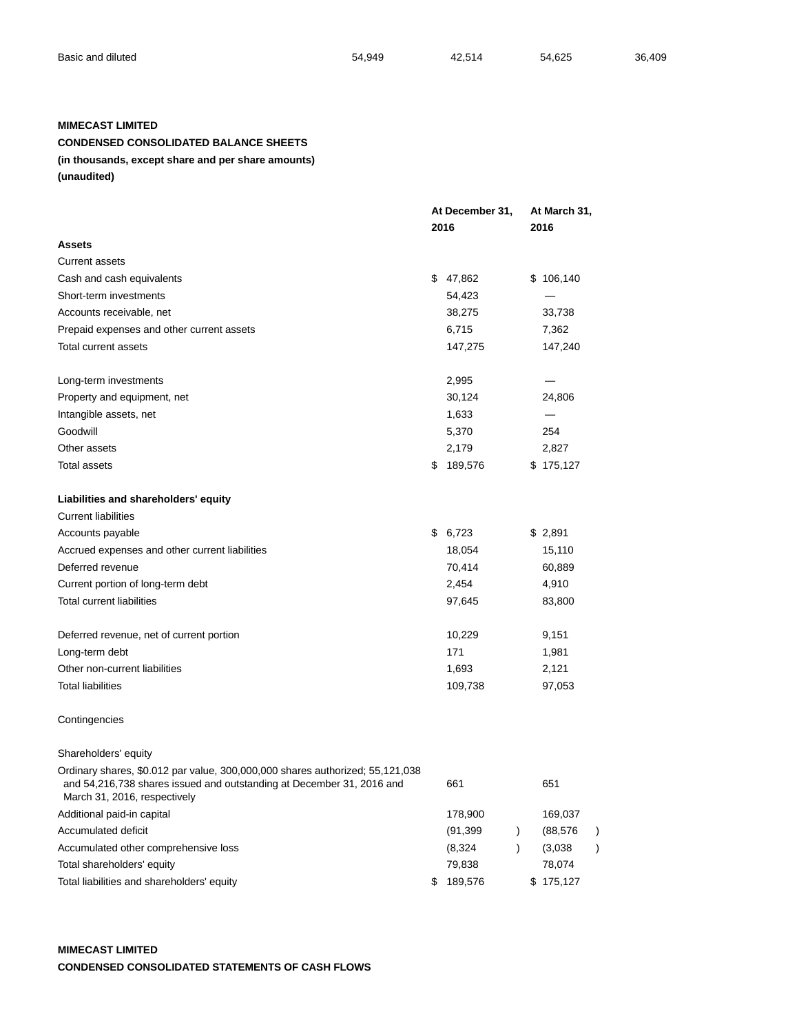| | | | | |
|---|---|---|---|---|
| Basic and diluted | 54,949 | 42,514 | 54,625 | 36,409 |

**MIMECAST LIMITED**

**CONDENSED CONSOLIDATED BALANCE SHEETS**

**(in thousands, except share and per share amounts)**

**(unaudited)**

| | At December 31, 2016 | At March 31, 2016 |
|---|---|---|
| **Assets** | | |
| Current assets | | |
| Cash and cash equivalents | $ 47,862 | $ 106,140 |
| Short-term investments | 54,423 | — |
| Accounts receivable, net | 38,275 | 33,738 |
| Prepaid expenses and other current assets | 6,715 | 7,362 |
| Total current assets | 147,275 | 147,240 |
| | | |
| Long-term investments | 2,995 | — |
| Property and equipment, net | 30,124 | 24,806 |
| Intangible assets, net | 1,633 | — |
| Goodwill | 5,370 | 254 |
| Other assets | 2,179 | 2,827 |
| Total assets | $ 189,576 | $ 175,127 |
| | | |
| **Liabilities and shareholders' equity** | | |
| Current liabilities | | |
| Accounts payable | $ 6,723 | $ 2,891 |
| Accrued expenses and other current liabilities | 18,054 | 15,110 |
| Deferred revenue | 70,414 | 60,889 |
| Current portion of long-term debt | 2,454 | 4,910 |
| Total current liabilities | 97,645 | 83,800 |
| | | |
| Deferred revenue, net of current portion | 10,229 | 9,151 |
| Long-term debt | 171 | 1,981 |
| Other non-current liabilities | 1,693 | 2,121 |
| Total liabilities | 109,738 | 97,053 |
| | | |
| Contingencies | | |
| | | |
| Shareholders' equity | | |
| Ordinary shares, $0.012 par value, 300,000,000 shares authorized; 55,121,038 and 54,216,738 shares issued and outstanding at December 31, 2016 and March 31, 2016, respectively | 661 | 651 |
| Additional paid-in capital | 178,900 | 169,037 |
| Accumulated deficit | (91,399) | (88,576) |
| Accumulated other comprehensive loss | (8,324) | (3,038) |
| Total shareholders' equity | 79,838 | 78,074 |
| Total liabilities and shareholders' equity | $ 189,576 | $ 175,127 |

**MIMECAST LIMITED**

**CONDENSED CONSOLIDATED STATEMENTS OF CASH FLOWS**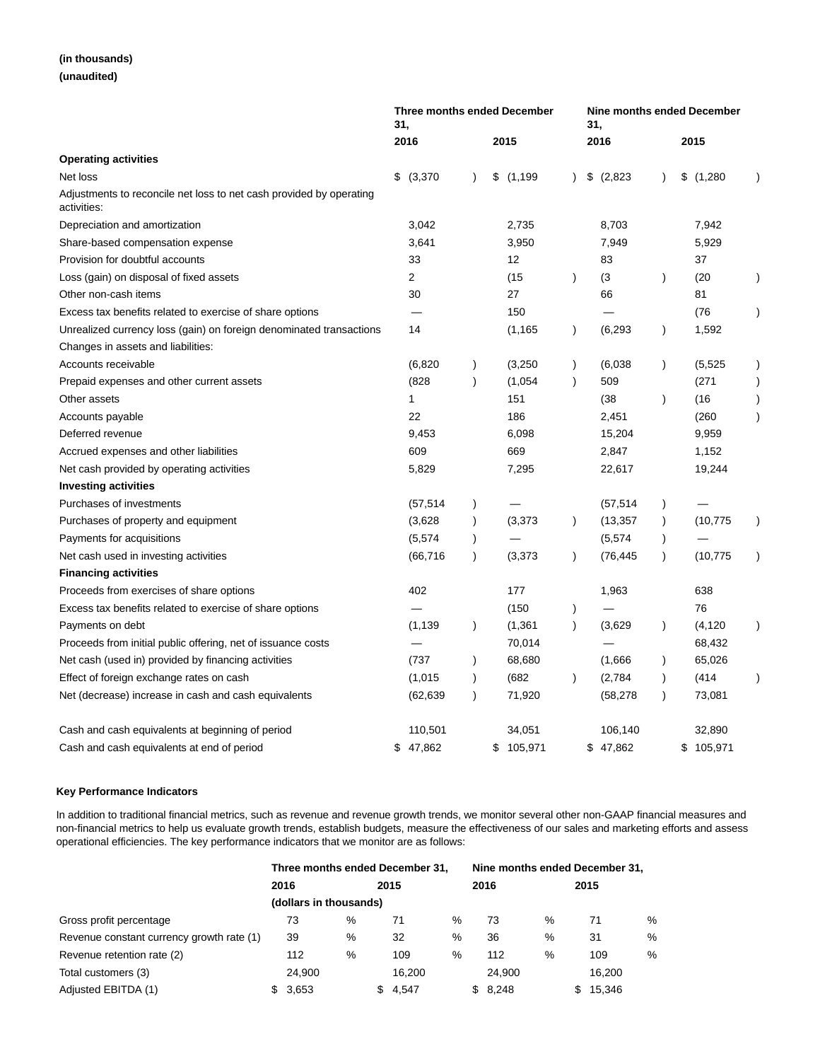**(in thousands)**

**(unaudited)**

| | Three months ended December 31, | | Nine months ended December 31, | |
|---|---|---|---|---|
| | 2016 | 2015 | 2016 | 2015 |
| **Operating activities** | | | | |
| Net loss | $ (3,370) | $ (1,199) | $ (2,823) | $ (1,280) |
| Adjustments to reconcile net loss to net cash provided by operating activities: | | | | |
| Depreciation and amortization | 3,042 | 2,735 | 8,703 | 7,942 |
| Share-based compensation expense | 3,641 | 3,950 | 7,949 | 5,929 |
| Provision for doubtful accounts | 33 | 12 | 83 | 37 |
| Loss (gain) on disposal of fixed assets | 2 | (15) | (3) | (20) |
| Other non-cash items | 30 | 27 | 66 | 81 |
| Excess tax benefits related to exercise of share options | — | 150 | — | (76) |
| Unrealized currency loss (gain) on foreign denominated transactions | 14 | (1,165) | (6,293) | 1,592 |
| Changes in assets and liabilities: | | | | |
| Accounts receivable | (6,820) | (3,250) | (6,038) | (5,525) |
| Prepaid expenses and other current assets | (828) | (1,054) | 509 | (271) |
| Other assets | 1 | 151 | (38) | (16) |
| Accounts payable | 22 | 186 | 2,451 | (260) |
| Deferred revenue | 9,453 | 6,098 | 15,204 | 9,959 |
| Accrued expenses and other liabilities | 609 | 669 | 2,847 | 1,152 |
| Net cash provided by operating activities | 5,829 | 7,295 | 22,617 | 19,244 |
| **Investing activities** | | | | |
| Purchases of investments | (57,514) | — | (57,514) | — |
| Purchases of property and equipment | (3,628) | (3,373) | (13,357) | (10,775) |
| Payments for acquisitions | (5,574) | — | (5,574) | — |
| Net cash used in investing activities | (66,716) | (3,373) | (76,445) | (10,775) |
| **Financing activities** | | | | |
| Proceeds from exercises of share options | 402 | 177 | 1,963 | 638 |
| Excess tax benefits related to exercise of share options | — | (150) | — | 76 |
| Payments on debt | (1,139) | (1,361) | (3,629) | (4,120) |
| Proceeds from initial public offering, net of issuance costs | — | 70,014 | — | 68,432 |
| Net cash (used in) provided by financing activities | (737) | 68,680 | (1,666) | 65,026 |
| Effect of foreign exchange rates on cash | (1,015) | (682) | (2,784) | (414) |
| Net (decrease) increase in cash and cash equivalents | (62,639) | 71,920 | (58,278) | 73,081 |
| | | | | |
| Cash and cash equivalents at beginning of period | 110,501 | 34,051 | 106,140 | 32,890 |
| Cash and cash equivalents at end of period | $ 47,862 | $ 105,971 | $ 47,862 | $ 105,971 |

**Key Performance Indicators**

In addition to traditional financial metrics, such as revenue and revenue growth trends, we monitor several other non-GAAP financial measures and non-financial metrics to help us evaluate growth trends, establish budgets, measure the effectiveness of our sales and marketing efforts and assess operational efficiencies. The key performance indicators that we monitor are as follows:

| | Three months ended December 31, | | Nine months ended December 31, | |
|---|---|---|---|---|
| | 2016 | 2015 | 2016 | 2015 |
| | (dollars in thousands) | | | |
| Gross profit percentage | 73 % | 71 % | 73 % | 71 % |
| Revenue constant currency growth rate (1) | 39 % | 32 % | 36 % | 31 % |
| Revenue retention rate (2) | 112 % | 109 % | 112 % | 109 % |
| Total customers (3) | 24,900 | 16,200 | 24,900 | 16,200 |
| Adjusted EBITDA (1) | $ 3,653 | $ 4,547 | $ 8,248 | $ 15,346 |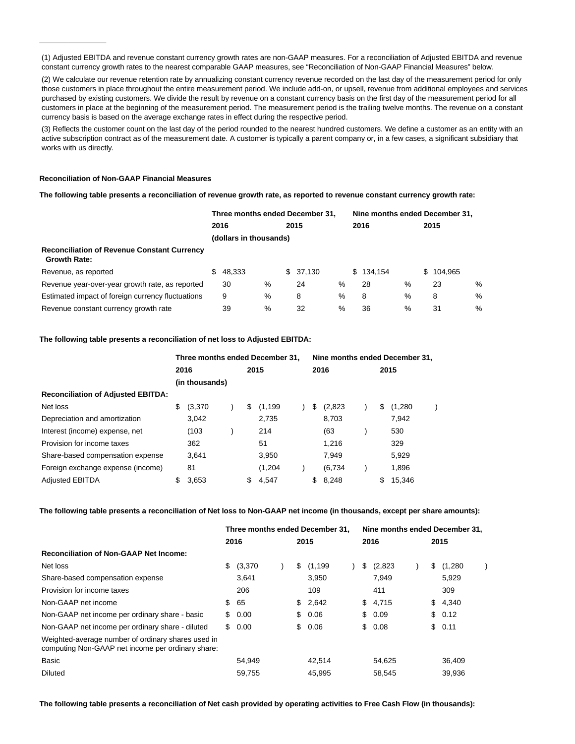(1) Adjusted EBITDA and revenue constant currency growth rates are non-GAAP measures. For a reconciliation of Adjusted EBITDA and revenue constant currency growth rates to the nearest comparable GAAP measures, see "Reconciliation of Non-GAAP Financial Measures" below.

(2) We calculate our revenue retention rate by annualizing constant currency revenue recorded on the last day of the measurement period for only those customers in place throughout the entire measurement period. We include add-on, or upsell, revenue from additional employees and services purchased by existing customers. We divide the result by revenue on a constant currency basis on the first day of the measurement period for all customers in place at the beginning of the measurement period. The measurement period is the trailing twelve months. The revenue on a constant currency basis is based on the average exchange rates in effect during the respective period.

(3) Reflects the customer count on the last day of the period rounded to the nearest hundred customers. We define a customer as an entity with an active subscription contract as of the measurement date. A customer is typically a parent company or, in a few cases, a significant subsidiary that works with us directly.

**Reconciliation of Non-GAAP Financial Measures**

**The following table presents a reconciliation of revenue growth rate, as reported to revenue constant currency growth rate:**

| | Three months ended December 31, | | Nine months ended December 31, | |
|---|---|---|---|---|
| | 2016 | 2015 | 2016 | 2015 |
| | (dollars in thousands) | | | |
| **Reconciliation of Revenue Constant Currency Growth Rate:** | | | | |
| Revenue, as reported | $ 48,333 | $ 37,130 | $ 134,154 | $ 104,965 |
| Revenue year-over-year growth rate, as reported | 30 % | 24 % | 28 % | 23 % |
| Estimated impact of foreign currency fluctuations | 9 % | 8 % | 8 % | 8 % |
| Revenue constant currency growth rate | 39 % | 32 % | 36 % | 31 % |

**The following table presents a reconciliation of net loss to Adjusted EBITDA:**

| | Three months ended December 31, | | Nine months ended December 31, | |
|---|---|---|---|---|
| | 2016 | 2015 | 2016 | 2015 |
| | (in thousands) | | | |
| **Reconciliation of Adjusted EBITDA:** | | | | |
| Net loss | $ (3,370) | $ (1,199) | $ (2,823) | $ (1,280) |
| Depreciation and amortization | 3,042 | 2,735 | 8,703 | 7,942 |
| Interest (income) expense, net | (103) | 214 | (63) | 530 |
| Provision for income taxes | 362 | 51 | 1,216 | 329 |
| Share-based compensation expense | 3,641 | 3,950 | 7,949 | 5,929 |
| Foreign exchange expense (income) | 81 | (1,204) | (6,734) | 1,896 |
| Adjusted EBITDA | $ 3,653 | $ 4,547 | $ 8,248 | $ 15,346 |

**The following table presents a reconciliation of Net loss to Non-GAAP net income (in thousands, except per share amounts):**

| | Three months ended December 31, | | Nine months ended December 31, | |
|---|---|---|---|---|
| | 2016 | 2015 | 2016 | 2015 |
| **Reconciliation of Non-GAAP Net Income:** | | | | |
| Net loss | $ (3,370) | $ (1,199) | $ (2,823) | $ (1,280) |
| Share-based compensation expense | 3,641 | 3,950 | 7,949 | 5,929 |
| Provision for income taxes | 206 | 109 | 411 | 309 |
| Non-GAAP net income | $ 65 | $ 2,642 | $ 4,715 | $ 4,340 |
| Non-GAAP net income per ordinary share - basic | $ 0.00 | $ 0.06 | $ 0.09 | $ 0.12 |
| Non-GAAP net income per ordinary share - diluted | $ 0.00 | $ 0.06 | $ 0.08 | $ 0.11 |
| Weighted-average number of ordinary shares used in computing Non-GAAP net income per ordinary share: | | | | |
| Basic | 54,949 | 42,514 | 54,625 | 36,409 |
| Diluted | 59,755 | 45,995 | 58,545 | 39,936 |

**The following table presents a reconciliation of Net cash provided by operating activities to Free Cash Flow (in thousands):**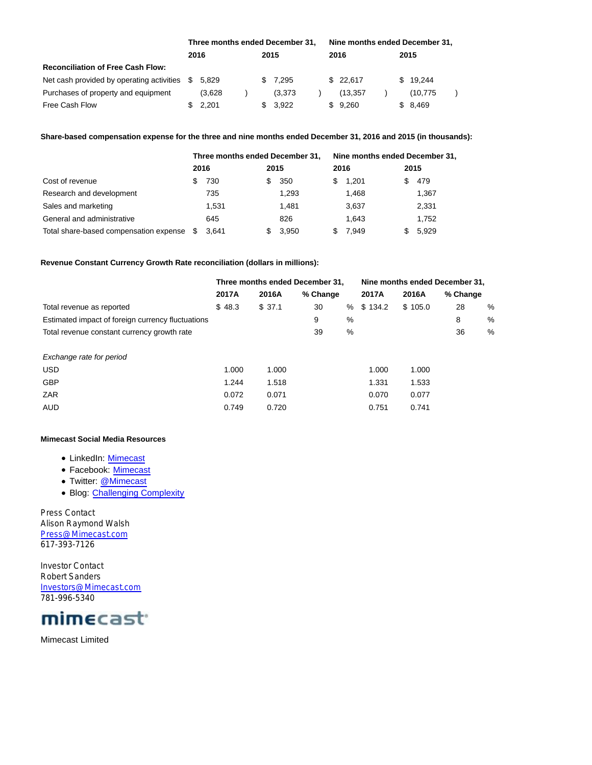| | Three months ended December 31, | | Nine months ended December 31, | |
|---|---|---|---|---|
| | 2016 | 2015 | 2016 | 2015 |
| **Reconciliation of Free Cash Flow:** | | | | |
| Net cash provided by operating activities | $ 5,829 | $ 7,295 | $ 22,617 | $ 19,244 |
| Purchases of property and equipment | (3,628 ) | (3,373 ) | (13,357 ) | (10,775 ) |
| Free Cash Flow | $ 2,201 | $ 3,922 | $ 9,260 | $ 8,469 |

**Share-based compensation expense for the three and nine months ended December 31, 2016 and 2015 (in thousands):**

| | Three months ended December 31, | | Nine months ended December 31, | |
|---|---|---|---|---|
| | 2016 | 2015 | 2016 | 2015 |
| Cost of revenue | $ 730 | $ 350 | $ 1,201 | $ 479 |
| Research and development | 735 | 1,293 | 1,468 | 1,367 |
| Sales and marketing | 1,531 | 1,481 | 3,637 | 2,331 |
| General and administrative | 645 | 826 | 1,643 | 1,752 |
| Total share-based compensation expense | $ 3,641 | $ 3,950 | $ 7,949 | $ 5,929 |

**Revenue Constant Currency Growth Rate reconciliation (dollars in millions):**

| | Three months ended December 31, | | | Nine months ended December 31, | | |
|---|---|---|---|---|---|---|
| | 2017A | 2016A | % Change | 2017A | 2016A | % Change |
| Total revenue as reported | $ 48.3 | $ 37.1 | 30 % | $ 134.2 | $ 105.0 | 28 % |
| Estimated impact of foreign currency fluctuations | | | 9 % | | | 8 % |
| Total revenue constant currency growth rate | | | 39 % | | | 36 % |
| | | | | | | |
| *Exchange rate for period* | | | | | | |
| USD | 1.000 | 1.000 | | 1.000 | 1.000 | |
| GBP | 1.244 | 1.518 | | 1.331 | 1.533 | |
| ZAR | 0.072 | 0.071 | | 0.070 | 0.077 | |
| AUD | 0.749 | 0.720 | | 0.751 | 0.741 | |

**Mimecast Social Media Resources**

- LinkedIn: Mimecast
- Facebook: Mimecast
- Twitter: @Mimecast
- Blog: Challenging Complexity

Press Contact
Alison Raymond Walsh
Press@Mimecast.com
617-393-7126

Investor Contact
Robert Sanders
Investors@Mimecast.com
781-996-5340

mimecast

Mimecast Limited